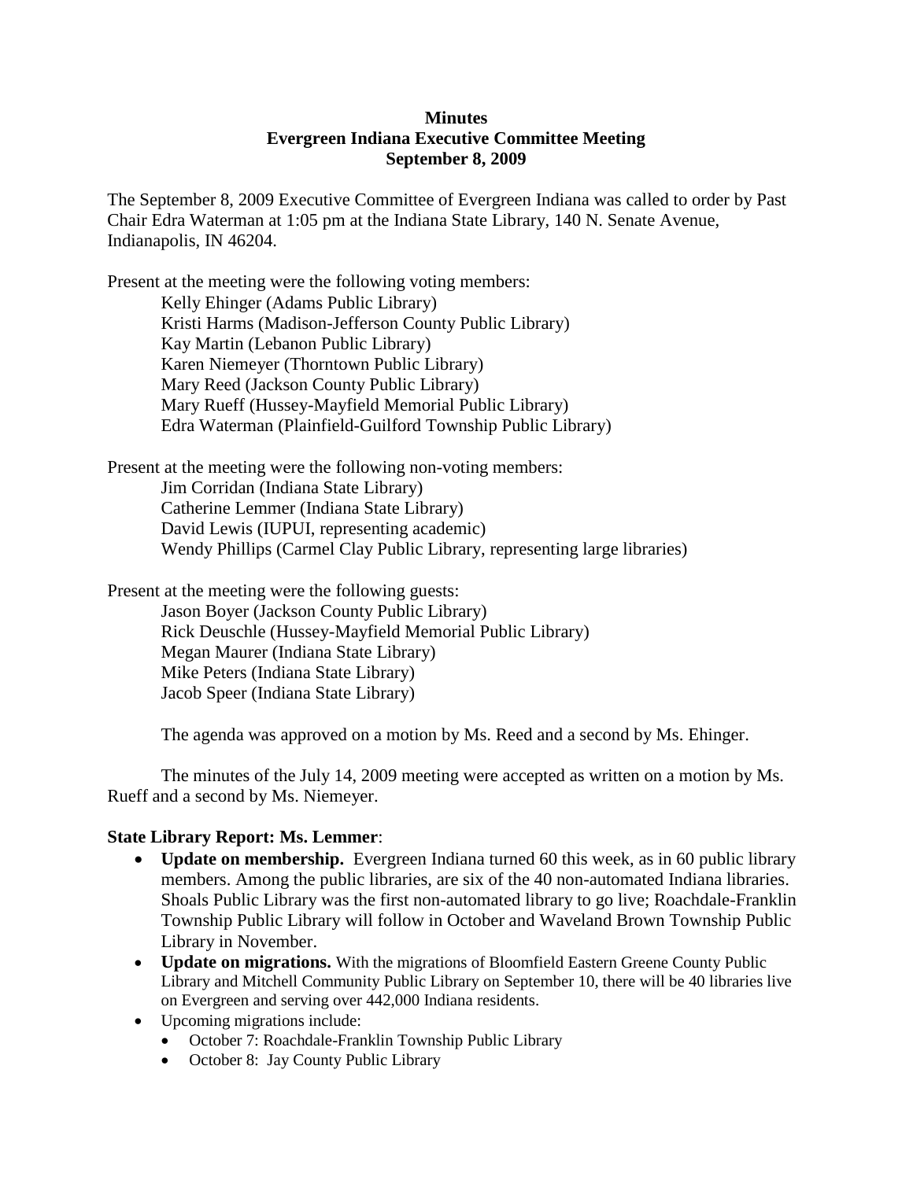**Minutes**
**Evergreen Indiana Executive Committee Meeting**
**September 8, 2009**

The September 8, 2009 Executive Committee of Evergreen Indiana was called to order by Past Chair Edra Waterman at 1:05 pm at the Indiana State Library, 140 N. Senate Avenue, Indianapolis, IN 46204.

Present at the meeting were the following voting members:

Kelly Ehinger (Adams Public Library)
Kristi Harms (Madison-Jefferson County Public Library)
Kay Martin (Lebanon Public Library)
Karen Niemeyer (Thorntown Public Library)
Mary Reed (Jackson County Public Library)
Mary Rueff (Hussey-Mayfield Memorial Public Library)
Edra Waterman (Plainfield-Guilford Township Public Library)

Present at the meeting were the following non-voting members:

Jim Corridan (Indiana State Library)
Catherine Lemmer (Indiana State Library)
David Lewis (IUPUI, representing academic)
Wendy Phillips (Carmel Clay Public Library, representing large libraries)

Present at the meeting were the following guests:

Jason Boyer (Jackson County Public Library)
Rick Deuschle (Hussey-Mayfield Memorial Public Library)
Megan Maurer (Indiana State Library)
Mike Peters (Indiana State Library)
Jacob Speer (Indiana State Library)

The agenda was approved on a motion by Ms. Reed and a second by Ms. Ehinger.

The minutes of the July 14, 2009 meeting were accepted as written on a motion by Ms. Rueff and a second by Ms. Niemeyer.

**State Library Report: Ms. Lemmer**:

- **Update on membership.** Evergreen Indiana turned 60 this week, as in 60 public library members. Among the public libraries, are six of the 40 non-automated Indiana libraries. Shoals Public Library was the first non-automated library to go live; Roachdale-Franklin Township Public Library will follow in October and Waveland Brown Township Public Library in November.
- **Update on migrations.** With the migrations of Bloomfield Eastern Greene County Public Library and Mitchell Community Public Library on September 10, there will be 40 libraries live on Evergreen and serving over 442,000 Indiana residents.
- Upcoming migrations include:
  - October 7: Roachdale-Franklin Township Public Library
  - October 8: Jay County Public Library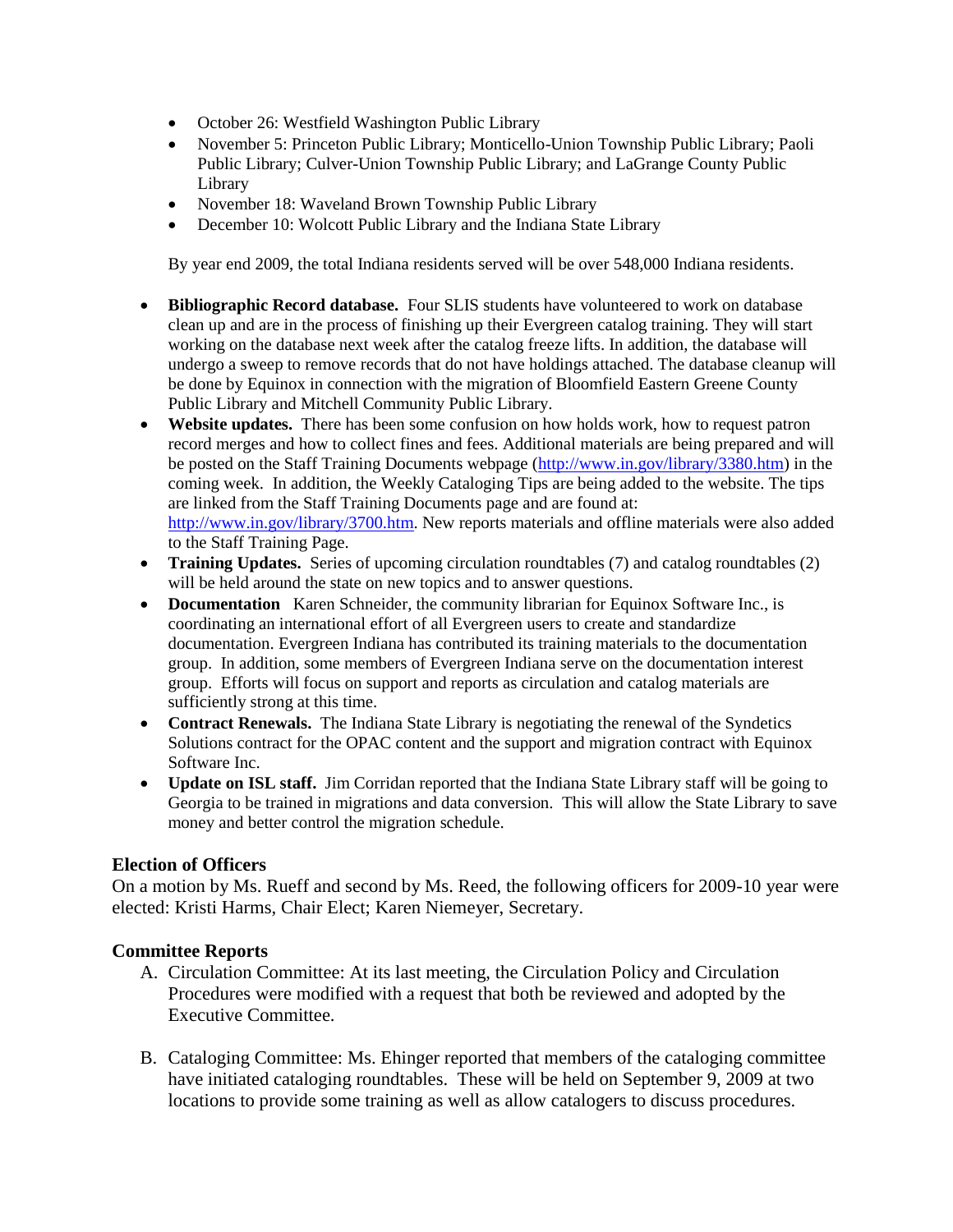- October 26: Westfield Washington Public Library
- November 5: Princeton Public Library; Monticello-Union Township Public Library; Paoli Public Library; Culver-Union Township Public Library; and LaGrange County Public Library
- November 18: Waveland Brown Township Public Library
- December 10: Wolcott Public Library and the Indiana State Library

By year end 2009, the total Indiana residents served will be over 548,000 Indiana residents.

- **Bibliographic Record database.** Four SLIS students have volunteered to work on database clean up and are in the process of finishing up their Evergreen catalog training. They will start working on the database next week after the catalog freeze lifts. In addition, the database will undergo a sweep to remove records that do not have holdings attached. The database cleanup will be done by Equinox in connection with the migration of Bloomfield Eastern Greene County Public Library and Mitchell Community Public Library.
- **Website updates.** There has been some confusion on how holds work, how to request patron record merges and how to collect fines and fees. Additional materials are being prepared and will be posted on the Staff Training Documents webpage (http://www.in.gov/library/3380.htm) in the coming week. In addition, the Weekly Cataloging Tips are being added to the website. The tips are linked from the Staff Training Documents page and are found at: http://www.in.gov/library/3700.htm. New reports materials and offline materials were also added to the Staff Training Page.
- **Training Updates.** Series of upcoming circulation roundtables (7) and catalog roundtables (2) will be held around the state on new topics and to answer questions.
- **Documentation** Karen Schneider, the community librarian for Equinox Software Inc., is coordinating an international effort of all Evergreen users to create and standardize documentation. Evergreen Indiana has contributed its training materials to the documentation group. In addition, some members of Evergreen Indiana serve on the documentation interest group. Efforts will focus on support and reports as circulation and catalog materials are sufficiently strong at this time.
- **Contract Renewals.** The Indiana State Library is negotiating the renewal of the Syndetics Solutions contract for the OPAC content and the support and migration contract with Equinox Software Inc.
- **Update on ISL staff.** Jim Corridan reported that the Indiana State Library staff will be going to Georgia to be trained in migrations and data conversion. This will allow the State Library to save money and better control the migration schedule.

## Election of Officers

On a motion by Ms. Rueff and second by Ms. Reed, the following officers for 2009-10 year were elected: Kristi Harms, Chair Elect; Karen Niemeyer, Secretary.

## Committee Reports

A. Circulation Committee: At its last meeting, the Circulation Policy and Circulation Procedures were modified with a request that both be reviewed and adopted by the Executive Committee.

B. Cataloging Committee: Ms. Ehinger reported that members of the cataloging committee have initiated cataloging roundtables. These will be held on September 9, 2009 at two locations to provide some training as well as allow catalogers to discuss procedures.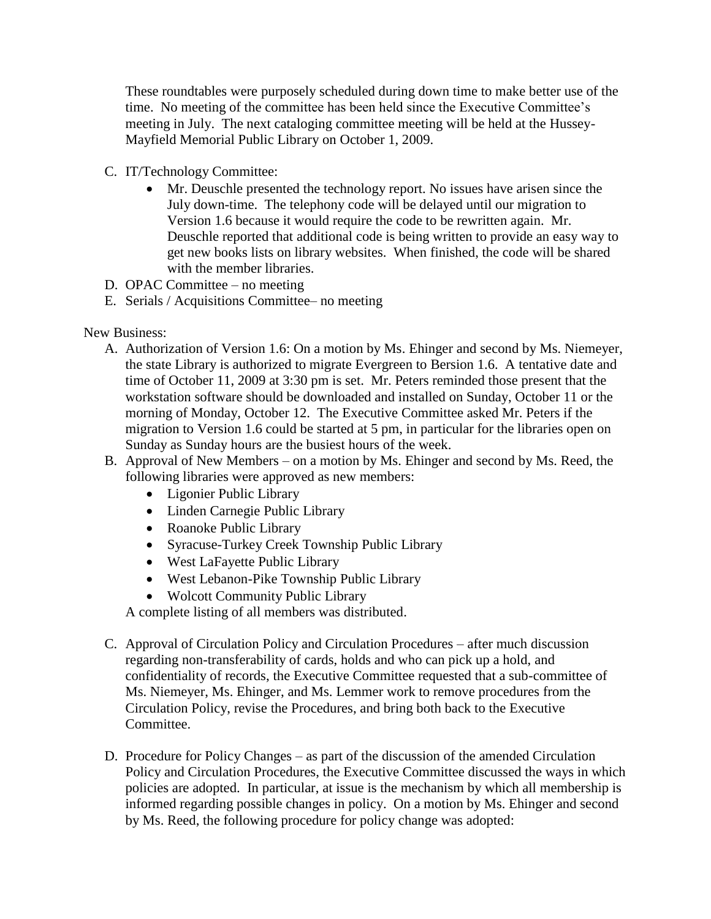These roundtables were purposely scheduled during down time to make better use of the time. No meeting of the committee has been held since the Executive Committee's meeting in July. The next cataloging committee meeting will be held at the Hussey-Mayfield Memorial Public Library on October 1, 2009.

C. IT/Technology Committee:
   - Mr. Deuschle presented the technology report. No issues have arisen since the July down-time. The telephony code will be delayed until our migration to Version 1.6 because it would require the code to be rewritten again. Mr. Deuschle reported that additional code is being written to provide an easy way to get new books lists on library websites. When finished, the code will be shared with the member libraries.

D. OPAC Committee – no meeting

E. Serials / Acquisitions Committee– no meeting

New Business:

A. Authorization of Version 1.6: On a motion by Ms. Ehinger and second by Ms. Niemeyer, the state Library is authorized to migrate Evergreen to Bersion 1.6. A tentative date and time of October 11, 2009 at 3:30 pm is set. Mr. Peters reminded those present that the workstation software should be downloaded and installed on Sunday, October 11 or the morning of Monday, October 12. The Executive Committee asked Mr. Peters if the migration to Version 1.6 could be started at 5 pm, in particular for the libraries open on Sunday as Sunday hours are the busiest hours of the week.

B. Approval of New Members – on a motion by Ms. Ehinger and second by Ms. Reed, the following libraries were approved as new members:
   - Ligonier Public Library
   - Linden Carnegie Public Library
   - Roanoke Public Library
   - Syracuse-Turkey Creek Township Public Library
   - West LaFayette Public Library
   - West Lebanon-Pike Township Public Library
   - Wolcott Community Public Library

   A complete listing of all members was distributed.

C. Approval of Circulation Policy and Circulation Procedures – after much discussion regarding non-transferability of cards, holds and who can pick up a hold, and confidentiality of records, the Executive Committee requested that a sub-committee of Ms. Niemeyer, Ms. Ehinger, and Ms. Lemmer work to remove procedures from the Circulation Policy, revise the Procedures, and bring both back to the Executive Committee.

D. Procedure for Policy Changes – as part of the discussion of the amended Circulation Policy and Circulation Procedures, the Executive Committee discussed the ways in which policies are adopted. In particular, at issue is the mechanism by which all membership is informed regarding possible changes in policy. On a motion by Ms. Ehinger and second by Ms. Reed, the following procedure for policy change was adopted: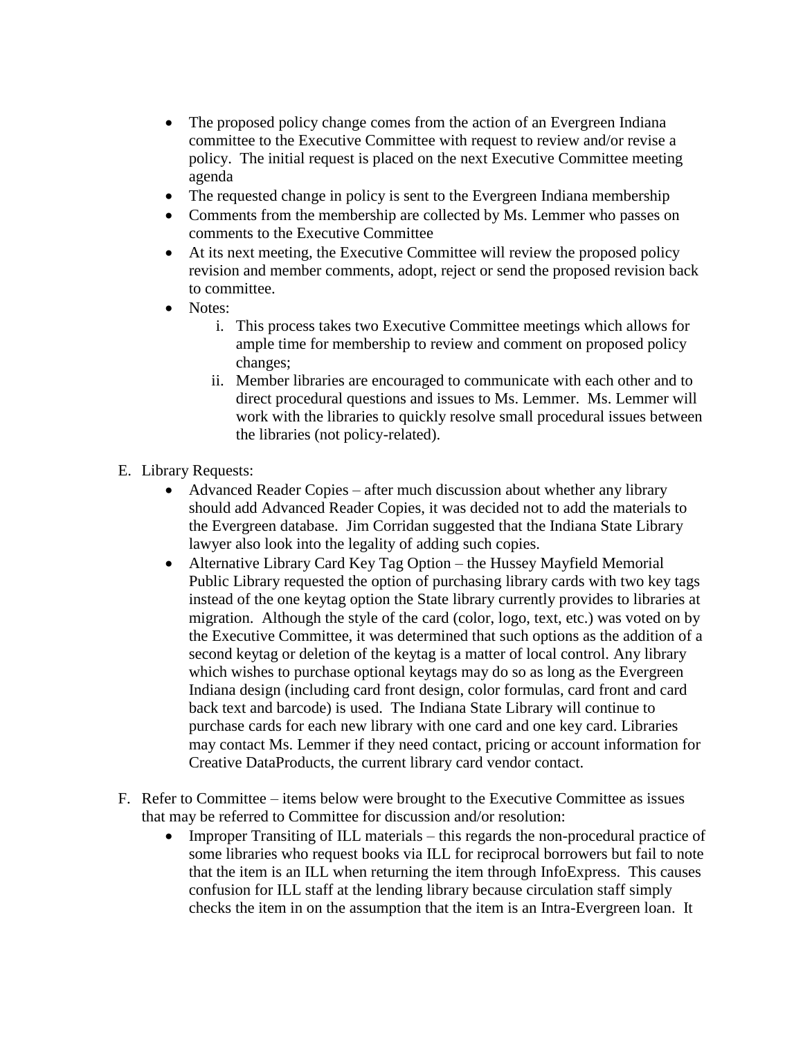- The proposed policy change comes from the action of an Evergreen Indiana committee to the Executive Committee with request to review and/or revise a policy. The initial request is placed on the next Executive Committee meeting agenda
- The requested change in policy is sent to the Evergreen Indiana membership
- Comments from the membership are collected by Ms. Lemmer who passes on comments to the Executive Committee
- At its next meeting, the Executive Committee will review the proposed policy revision and member comments, adopt, reject or send the proposed revision back to committee.
- Notes:
    i. This process takes two Executive Committee meetings which allows for ample time for membership to review and comment on proposed policy changes;
    ii. Member libraries are encouraged to communicate with each other and to direct procedural questions and issues to Ms. Lemmer. Ms. Lemmer will work with the libraries to quickly resolve small procedural issues between the libraries (not policy-related).

E. Library Requests:
- Advanced Reader Copies – after much discussion about whether any library should add Advanced Reader Copies, it was decided not to add the materials to the Evergreen database. Jim Corridan suggested that the Indiana State Library lawyer also look into the legality of adding such copies.
- Alternative Library Card Key Tag Option – the Hussey Mayfield Memorial Public Library requested the option of purchasing library cards with two key tags instead of the one keytag option the State library currently provides to libraries at migration. Although the style of the card (color, logo, text, etc.) was voted on by the Executive Committee, it was determined that such options as the addition of a second keytag or deletion of the keytag is a matter of local control. Any library which wishes to purchase optional keytags may do so as long as the Evergreen Indiana design (including card front design, color formulas, card front and card back text and barcode) is used. The Indiana State Library will continue to purchase cards for each new library with one card and one key card. Libraries may contact Ms. Lemmer if they need contact, pricing or account information for Creative DataProducts, the current library card vendor contact.

F. Refer to Committee – items below were brought to the Executive Committee as issues that may be referred to Committee for discussion and/or resolution:
- Improper Transiting of ILL materials – this regards the non-procedural practice of some libraries who request books via ILL for reciprocal borrowers but fail to note that the item is an ILL when returning the item through InfoExpress. This causes confusion for ILL staff at the lending library because circulation staff simply checks the item in on the assumption that the item is an Intra-Evergreen loan. It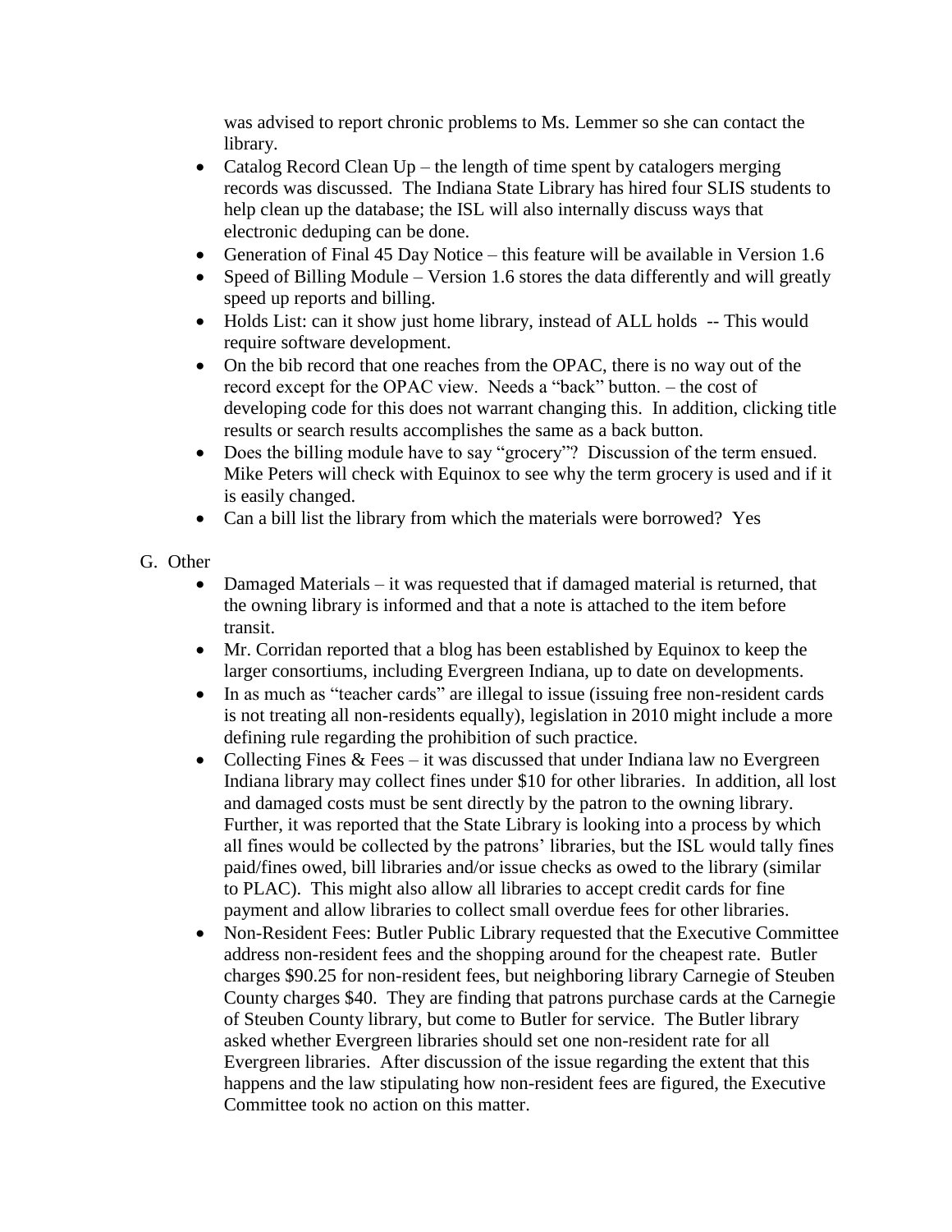was advised to report chronic problems to Ms. Lemmer so she can contact the library.

- Catalog Record Clean Up – the length of time spent by catalogers merging records was discussed. The Indiana State Library has hired four SLIS students to help clean up the database; the ISL will also internally discuss ways that electronic deduping can be done.
- Generation of Final 45 Day Notice – this feature will be available in Version 1.6
- Speed of Billing Module – Version 1.6 stores the data differently and will greatly speed up reports and billing.
- Holds List: can it show just home library, instead of ALL holds -- This would require software development.
- On the bib record that one reaches from the OPAC, there is no way out of the record except for the OPAC view. Needs a "back" button. – the cost of developing code for this does not warrant changing this. In addition, clicking title results or search results accomplishes the same as a back button.
- Does the billing module have to say "grocery"? Discussion of the term ensued. Mike Peters will check with Equinox to see why the term grocery is used and if it is easily changed.
- Can a bill list the library from which the materials were borrowed? Yes

G. Other

- Damaged Materials – it was requested that if damaged material is returned, that the owning library is informed and that a note is attached to the item before transit.
- Mr. Corridan reported that a blog has been established by Equinox to keep the larger consortiums, including Evergreen Indiana, up to date on developments.
- In as much as "teacher cards" are illegal to issue (issuing free non-resident cards is not treating all non-residents equally), legislation in 2010 might include a more defining rule regarding the prohibition of such practice.
- Collecting Fines & Fees – it was discussed that under Indiana law no Evergreen Indiana library may collect fines under $10 for other libraries. In addition, all lost and damaged costs must be sent directly by the patron to the owning library. Further, it was reported that the State Library is looking into a process by which all fines would be collected by the patrons' libraries, but the ISL would tally fines paid/fines owed, bill libraries and/or issue checks as owed to the library (similar to PLAC). This might also allow all libraries to accept credit cards for fine payment and allow libraries to collect small overdue fees for other libraries.
- Non-Resident Fees: Butler Public Library requested that the Executive Committee address non-resident fees and the shopping around for the cheapest rate. Butler charges $90.25 for non-resident fees, but neighboring library Carnegie of Steuben County charges $40. They are finding that patrons purchase cards at the Carnegie of Steuben County library, but come to Butler for service. The Butler library asked whether Evergreen libraries should set one non-resident rate for all Evergreen libraries. After discussion of the issue regarding the extent that this happens and the law stipulating how non-resident fees are figured, the Executive Committee took no action on this matter.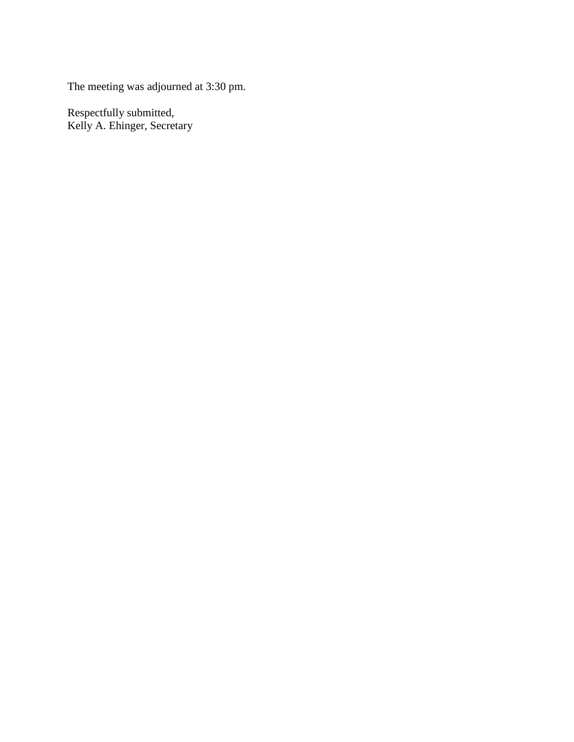The meeting was adjourned at 3:30 pm.

Respectfully submitted,
Kelly A. Ehinger, Secretary